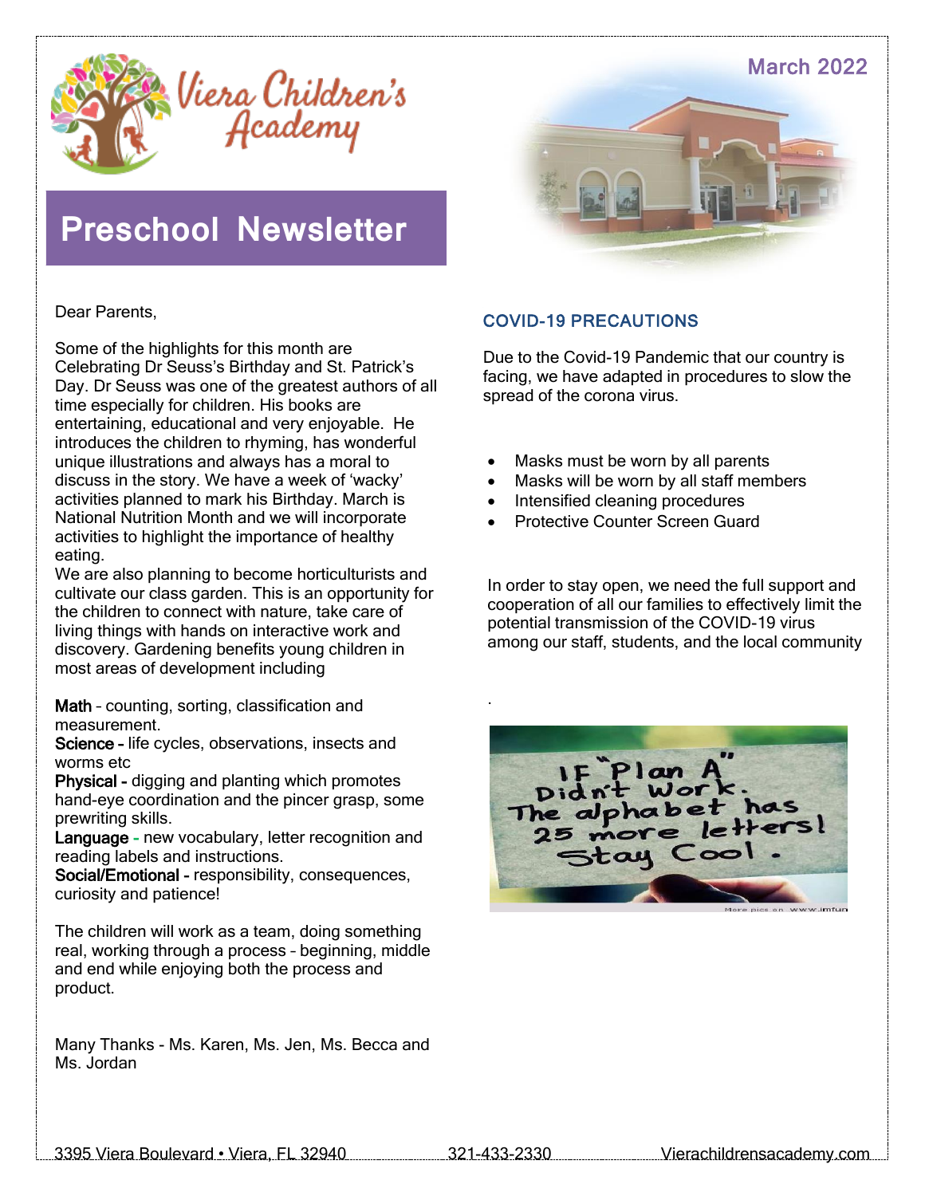Viera Children's Academy

March 2022

# Preschool Newsletter

Dear Parents,

Some of the highlights for this month are Celebrating Dr Seuss's Birthday and St. Patrick's Day. Dr Seuss was one of the greatest authors of all time especially for children. His books are entertaining, educational and very enjoyable. He introduces the children to rhyming, has wonderful unique illustrations and always has a moral to discuss in the story. We have a week of 'wacky' activities planned to mark his Birthday. March is National Nutrition Month and we will incorporate activities to highlight the importance of healthy eating.

We are also planning to become horticulturists and cultivate our class garden. This is an opportunity for the children to connect with nature, take care of living things with hands on interactive work and discovery. Gardening benefits young children in most areas of development including

**Math** – counting, sorting, classification and measurement.
**Science -** life cycles, observations, insects and worms etc
**Physical -** digging and planting which promotes hand-eye coordination and the pincer grasp, some prewriting skills.
**Language -** new vocabulary, letter recognition and reading labels and instructions.
**Social/Emotional -** responsibility, consequences, curiosity and patience!

The children will work as a team, doing something real, working through a process – beginning, middle and end while enjoying both the process and product.

Many Thanks - Ms. Karen, Ms. Jen, Ms. Becca and Ms. Jordan

## COVID-19 PRECAUTIONS

Due to the Covid-19 Pandemic that our country is facing, we have adapted in procedures to slow the spread of the corona virus.

- Masks must be worn by all parents
- Masks will be worn by all staff members
- Intensified cleaning procedures
- Protective Counter Screen Guard

In order to stay open, we need the full support and cooperation of all our families to effectively limit the potential transmission of the COVID-19 virus among our staff, students, and the local community

IF "Plan A" Didn't Work. The alphabet has 25 more letters! Stay Cool.

3395 Viera Boulevard • Viera, FL 32940 321-433-2330 Vierachildrensacademy.com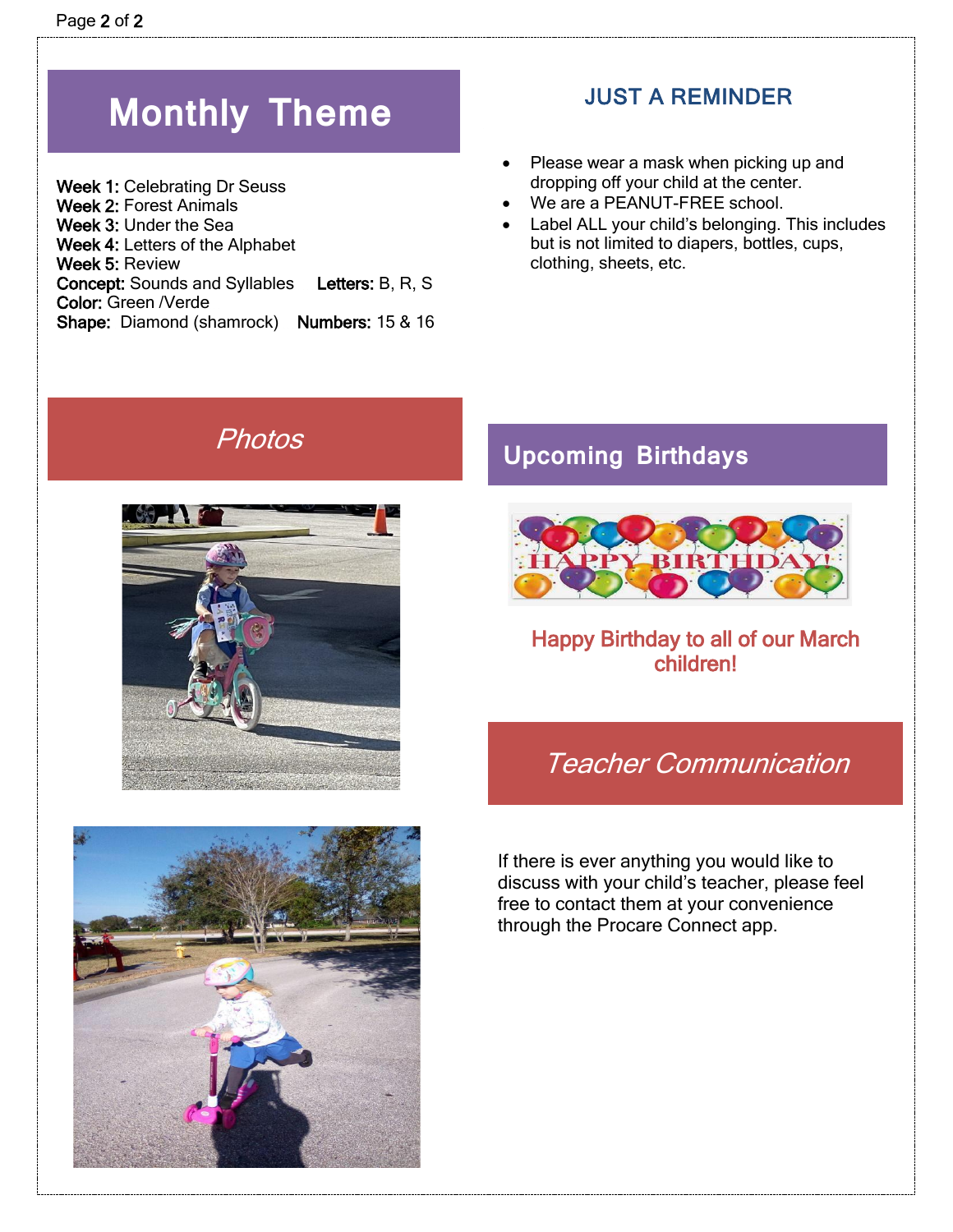## Monthly Theme

**Week 1:** Celebrating Dr Seuss
**Week 2:** Forest Animals
**Week 3:** Under the Sea
**Week 4:** Letters of the Alphabet
**Week 5:** Review
**Concept:** Sounds and Syllables **Letters:** B, R, S
**Color:** Green /Verde
**Shape:** Diamond (shamrock) **Numbers:** 15 & 16

## JUST A REMINDER

- Please wear a mask when picking up and dropping off your child at the center.
- We are a PEANUT-FREE school.
- Label ALL your child's belonging. This includes but is not limited to diapers, bottles, cups, clothing, sheets, etc.

## *Photos*

## Upcoming Birthdays

Happy Birthday to all of our March children!

## *Teacher Communication*

If there is ever anything you would like to discuss with your child's teacher, please feel free to contact them at your convenience through the Procare Connect app.